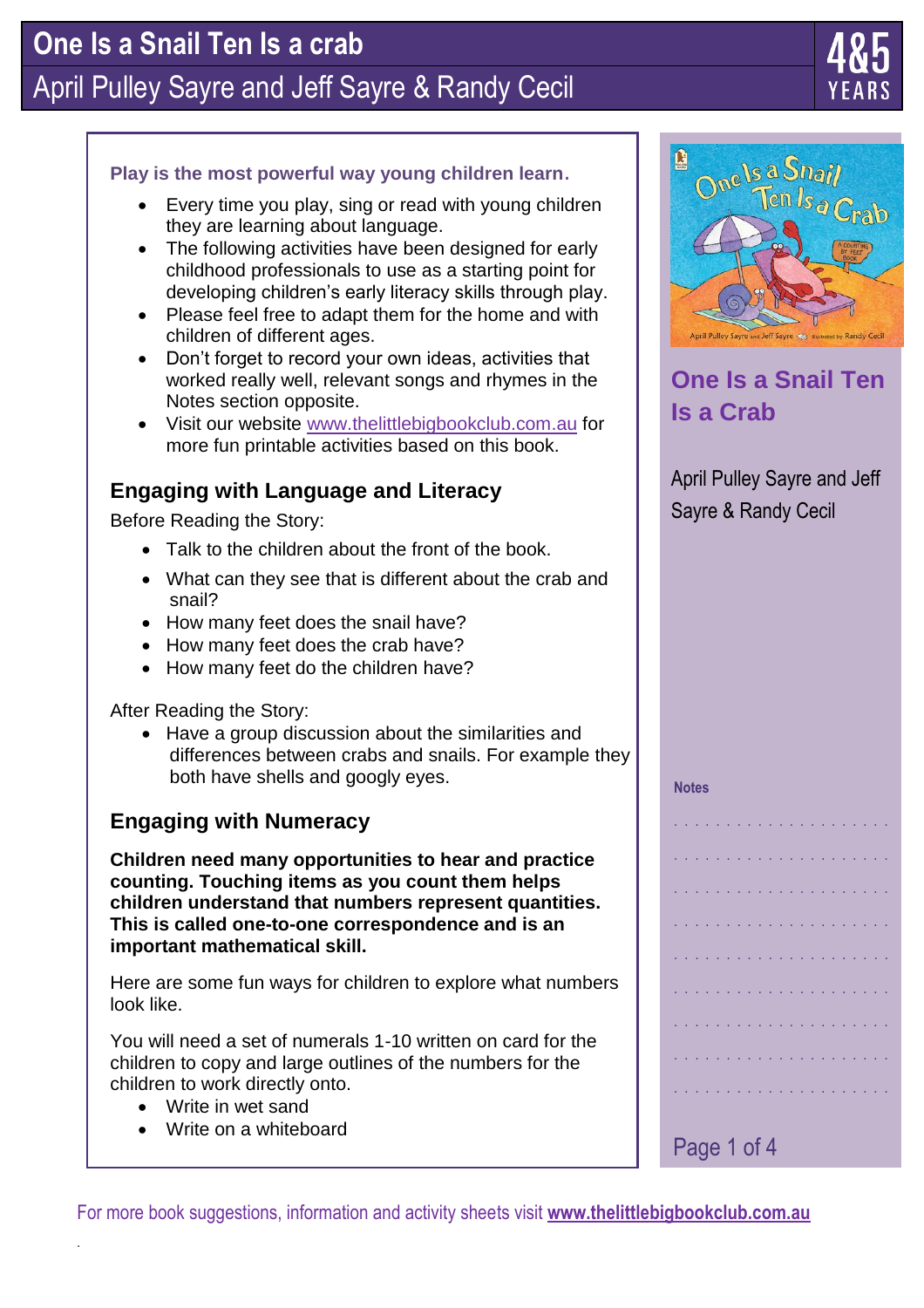# One Is a Snail Ten Is a crab

## April Pulley Sayre and Jeff Sayre & Randy Cecil

4&5 YEARS

**Play is the most powerful way young children learn.**

- Every time you play, sing or read with young children they are learning about language.
- The following activities have been designed for early childhood professionals to use as a starting point for developing children's early literacy skills through play.
- Please feel free to adapt them for the home and with children of different ages.
- Don't forget to record your own ideas, activities that worked really well, relevant songs and rhymes in the Notes section opposite.
- Visit our website www.thelittlebigbookclub.com.au for more fun printable activities based on this book.

## Engaging with Language and Literacy

Before Reading the Story:

- Talk to the children about the front of the book.
- What can they see that is different about the crab and snail?
- How many feet does the snail have?
- How many feet does the crab have?
- How many feet do the children have?

After Reading the Story:

- Have a group discussion about the similarities and differences between crabs and snails. For example they both have shells and googly eyes.

## Engaging with Numeracy

**Children need many opportunities to hear and practice counting. Touching items as you count them helps children understand that numbers represent quantities. This is called one-to-one correspondence and is an important mathematical skill.**

Here are some fun ways for children to explore what numbers look like.

You will need a set of numerals 1-10 written on card for the children to copy and large outlines of the numbers for the children to work directly onto.

- Write in wet sand
- Write on a whiteboard

**One Is a Snail Ten Is a Crab**

April Pulley Sayre and Jeff Sayre & Randy Cecil

**Notes**

. . . . . . . . . . . . . . . . . . . .

. . . . . . . . . . . . . . . . . . . .

. . . . . . . . . . . . . . . . . . . .

. . . . . . . . . . . . . . . . . . . .

. . . . . . . . . . . . . . . . . . . .

. . . . . . . . . . . . . . . . . . . .

. . . . . . . . . . . . . . . . . . . .

. . . . . . . . . . . . . . . . . . . .

. . . . . . . . . . . . . . . . . . . .

For more book suggestions, information and activity sheets visit **www.thelittlebigbookclub.com.au**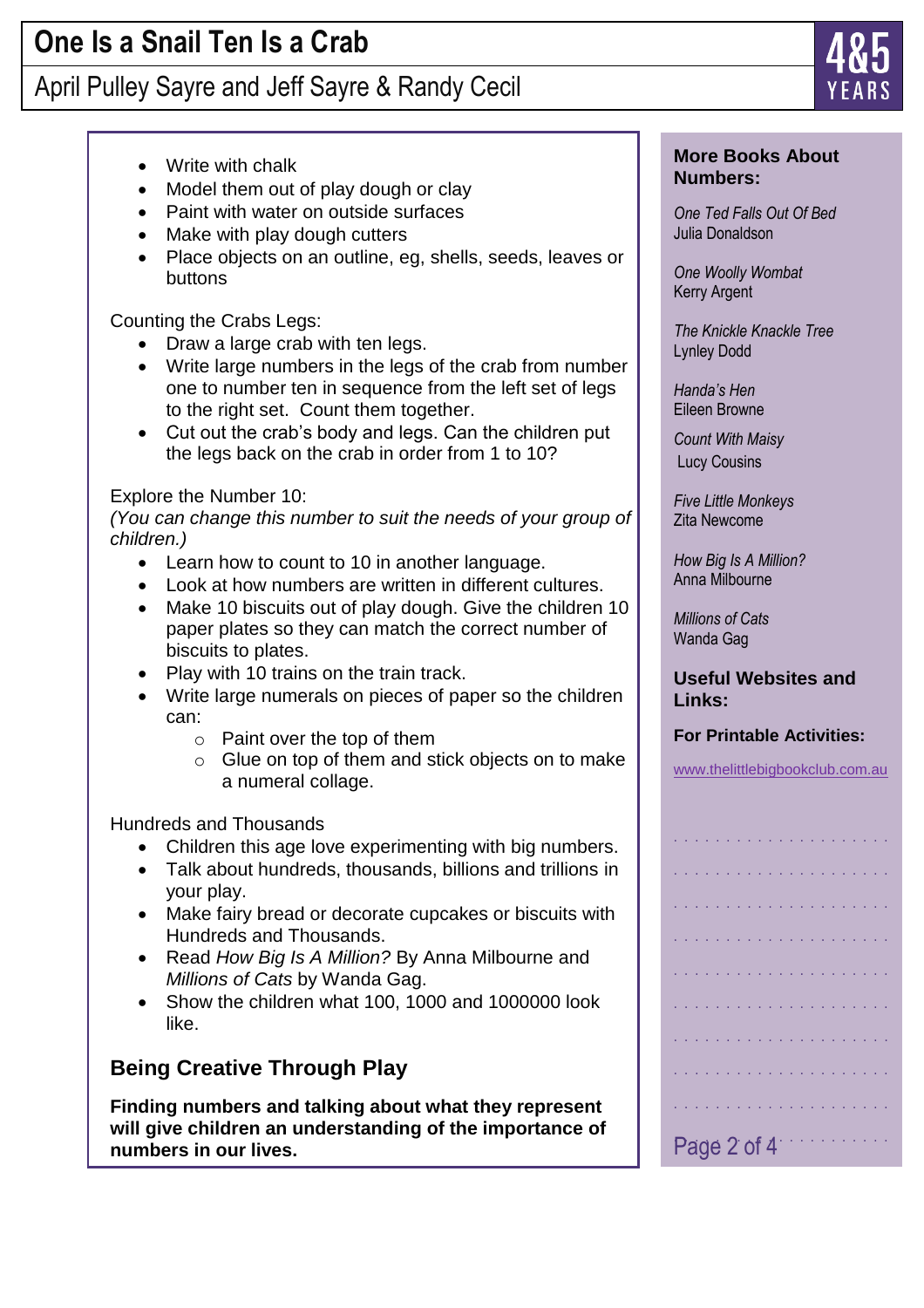- Write with chalk
- Model them out of play dough or clay
- Paint with water on outside surfaces
- Make with play dough cutters
- Place objects on an outline, eg, shells, seeds, leaves or buttons

Counting the Crabs Legs:

- Draw a large crab with ten legs.
- Write large numbers in the legs of the crab from number one to number ten in sequence from the left set of legs to the right set. Count them together.
- Cut out the crab's body and legs. Can the children put the legs back on the crab in order from 1 to 10?

Explore the Number 10:
*(You can change this number to suit the needs of your group of children.)*

- Learn how to count to 10 in another language.
- Look at how numbers are written in different cultures.
- Make 10 biscuits out of play dough. Give the children 10 paper plates so they can match the correct number of biscuits to plates.
- Play with 10 trains on the train track.
- Write large numerals on pieces of paper so the children can:
  - Paint over the top of them
  - Glue on top of them and stick objects on to make a numeral collage.

Hundreds and Thousands

- Children this age love experimenting with big numbers.
- Talk about hundreds, thousands, billions and trillions in your play.
- Make fairy bread or decorate cupcakes or biscuits with Hundreds and Thousands.
- Read *How Big Is A Million?* By Anna Milbourne and *Millions of Cats* by Wanda Gag.
- Show the children what 100, 1000 and 1000000 look like.

## Being Creative Through Play

**Finding numbers and talking about what they represent will give children an understanding of the importance of numbers in our lives.**

### More Books About Numbers:

*One Ted Falls Out Of Bed*
Julia Donaldson

*One Woolly Wombat*
Kerry Argent

*The Knickle Knackle Tree*
Lynley Dodd

*Handa's Hen*
Eileen Browne

*Count With Maisy*
Lucy Cousins

*Five Little Monkeys*
Zita Newcome

*How Big Is A Million?*
Anna Milbourne

*Millions of Cats*
Wanda Gag

### Useful Websites and Links:

**For Printable Activities:**

www.thelittlebigbookclub.com.au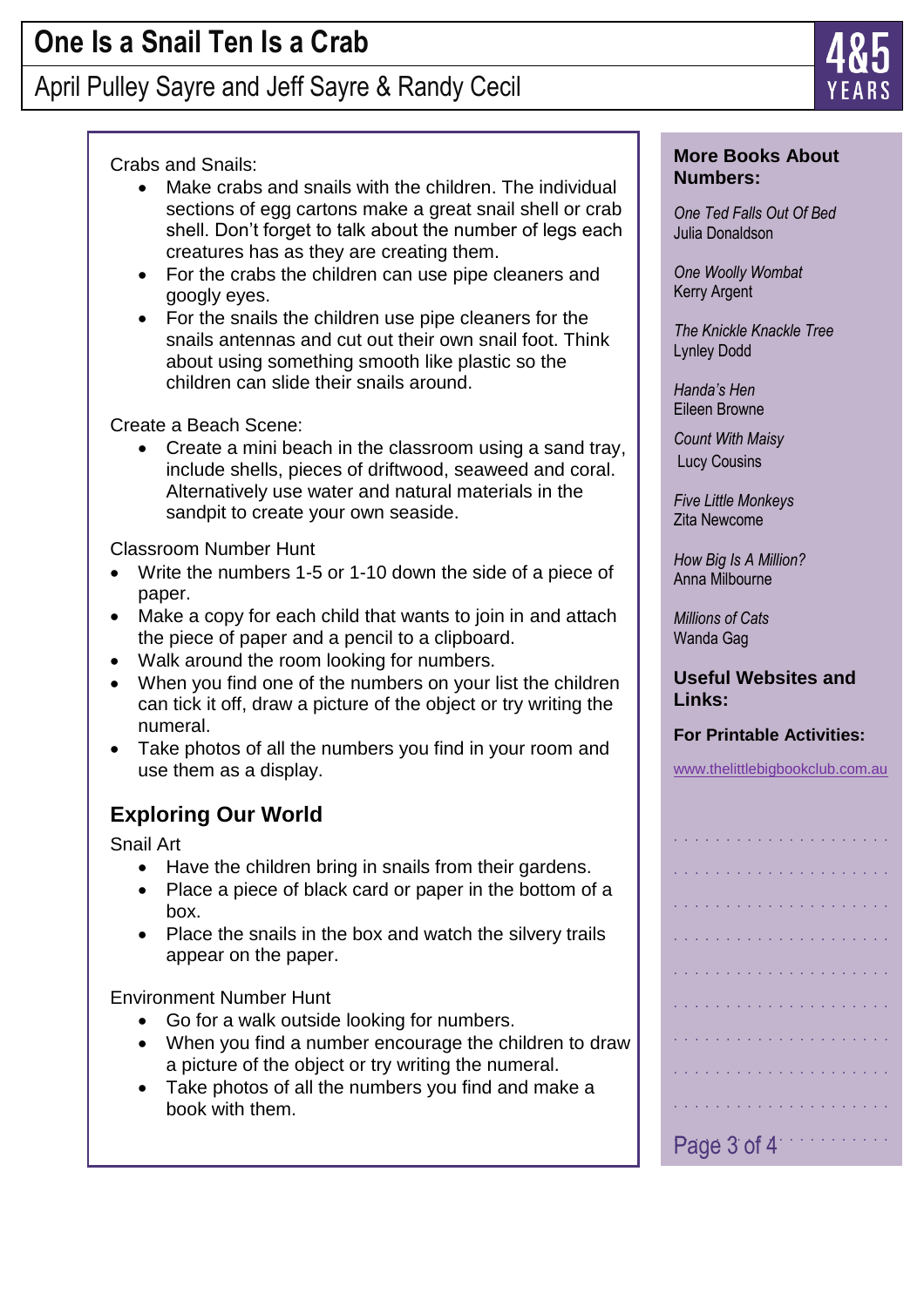Crabs and Snails:

- Make crabs and snails with the children. The individual sections of egg cartons make a great snail shell or crab shell. Don't forget to talk about the number of legs each creatures has as they are creating them.
- For the crabs the children can use pipe cleaners and googly eyes.
- For the snails the children use pipe cleaners for the snails antennas and cut out their own snail foot. Think about using something smooth like plastic so the children can slide their snails around.

Create a Beach Scene:

- Create a mini beach in the classroom using a sand tray, include shells, pieces of driftwood, seaweed and coral. Alternatively use water and natural materials in the sandpit to create your own seaside.

Classroom Number Hunt

- Write the numbers 1-5 or 1-10 down the side of a piece of paper.
- Make a copy for each child that wants to join in and attach the piece of paper and a pencil to a clipboard.
- Walk around the room looking for numbers.
- When you find one of the numbers on your list the children can tick it off, draw a picture of the object or try writing the numeral.
- Take photos of all the numbers you find in your room and use them as a display.

## Exploring Our World

Snail Art

- Have the children bring in snails from their gardens.
- Place a piece of black card or paper in the bottom of a box.
- Place the snails in the box and watch the silvery trails appear on the paper.

Environment Number Hunt

- Go for a walk outside looking for numbers.
- When you find a number encourage the children to draw a picture of the object or try writing the numeral.
- Take photos of all the numbers you find and make a book with them.

### More Books About Numbers:

*One Ted Falls Out Of Bed*
Julia Donaldson

*One Woolly Wombat*
Kerry Argent

*The Knickle Knackle Tree*
Lynley Dodd

*Handa's Hen*
Eileen Browne

*Count With Maisy*
Lucy Cousins

*Five Little Monkeys*
Zita Newcome

*How Big Is A Million?*
Anna Milbourne

*Millions of Cats*
Wanda Gag

### Useful Websites and Links:

**For Printable Activities:**

www.thelittlebigbookclub.com.au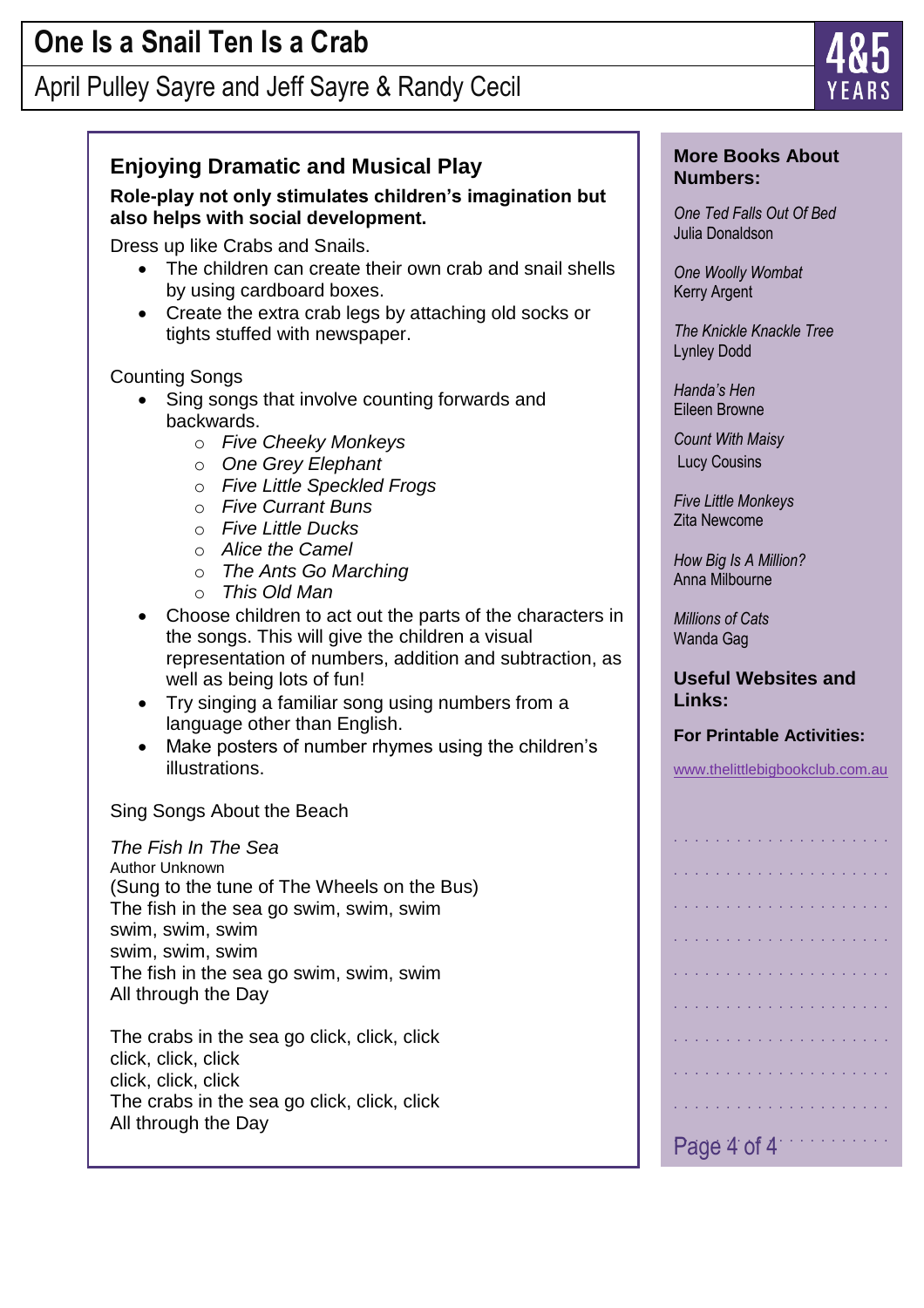## Enjoying Dramatic and Musical Play

**Role-play not only stimulates children's imagination but also helps with social development.**

Dress up like Crabs and Snails.

- The children can create their own crab and snail shells by using cardboard boxes.
- Create the extra crab legs by attaching old socks or tights stuffed with newspaper.

Counting Songs

- Sing songs that involve counting forwards and backwards.
  - *Five Cheeky Monkeys*
  - *One Grey Elephant*
  - *Five Little Speckled Frogs*
  - *Five Currant Buns*
  - *Five Little Ducks*
  - *Alice the Camel*
  - *The Ants Go Marching*
  - *This Old Man*
- Choose children to act out the parts of the characters in the songs. This will give the children a visual representation of numbers, addition and subtraction, as well as being lots of fun!
- Try singing a familiar song using numbers from a language other than English.
- Make posters of number rhymes using the children's illustrations.

Sing Songs About the Beach

*The Fish In The Sea*
Author Unknown
(Sung to the tune of The Wheels on the Bus)
The fish in the sea go swim, swim, swim
swim, swim, swim
swim, swim, swim
The fish in the sea go swim, swim, swim
All through the Day

The crabs in the sea go click, click, click
click, click, click
click, click, click
The crabs in the sea go click, click, click
All through the Day

## More Books About Numbers:

*One Ted Falls Out Of Bed*
Julia Donaldson

*One Woolly Wombat*
Kerry Argent

*The Knickle Knackle Tree*
Lynley Dodd

*Handa's Hen*
Eileen Browne

*Count With Maisy*
Lucy Cousins

*Five Little Monkeys*
Zita Newcome

*How Big Is A Million?*
Anna Milbourne

*Millions of Cats*
Wanda Gag

## Useful Websites and Links:

**For Printable Activities:**

www.thelittlebigbookclub.com.au